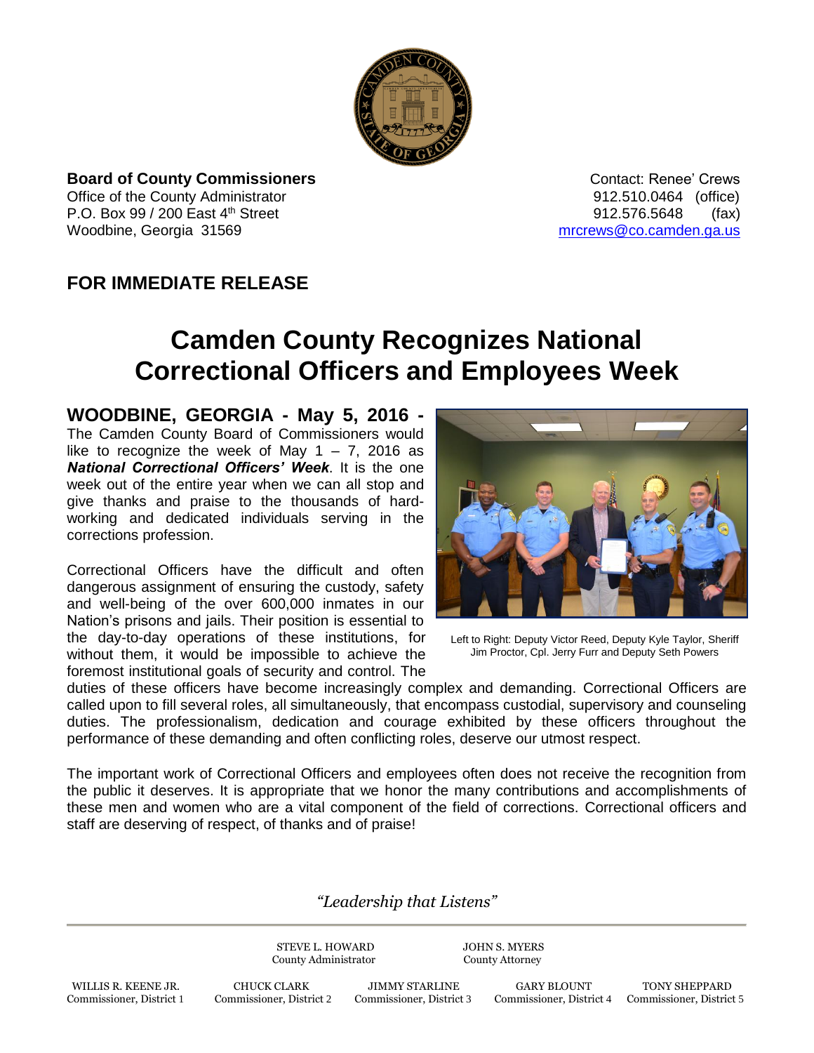**Board of County Commissioners**
Office of the County Administrator
P.O. Box 99 / 200 East 4th Street
Woodbine, Georgia 31569

Contact: Renee' Crews
912.510.0464 (office)
912.576.5648 (fax)
mrcrews@co.camden.ga.us

## FOR IMMEDIATE RELEASE

# Camden County Recognizes National Correctional Officers and Employees Week

**WOODBINE, GEORGIA - May 5, 2016 -** The Camden County Board of Commissioners would like to recognize the week of May 1 – 7, 2016 as ***National Correctional Officers' Week***. It is the one week out of the entire year when we can all stop and give thanks and praise to the thousands of hard-working and dedicated individuals serving in the corrections profession.

Left to Right: Deputy Victor Reed, Deputy Kyle Taylor, Sheriff Jim Proctor, Cpl. Jerry Furr and Deputy Seth Powers

Correctional Officers have the difficult and often dangerous assignment of ensuring the custody, safety and well-being of the over 600,000 inmates in our Nation's prisons and jails. Their position is essential to the day-to-day operations of these institutions, for without them, it would be impossible to achieve the foremost institutional goals of security and control. The duties of these officers have become increasingly complex and demanding. Correctional Officers are called upon to fill several roles, all simultaneously, that encompass custodial, supervisory and counseling duties. The professionalism, dedication and courage exhibited by these officers throughout the performance of these demanding and often conflicting roles, deserve our utmost respect.

The important work of Correctional Officers and employees often does not receive the recognition from the public it deserves. It is appropriate that we honor the many contributions and accomplishments of these men and women who are a vital component of the field of corrections. Correctional officers and staff are deserving of respect, of thanks and of praise!

*"Leadership that Listens"*

STEVE L. HOWARD
County Administrator

JOHN S. MYERS
County Attorney

WILLIS R. KEENE JR.
Commissioner, District 1

CHUCK CLARK
Commissioner, District 2

JIMMY STARLINE
Commissioner, District 3

GARY BLOUNT
Commissioner, District 4

TONY SHEPPARD
Commissioner, District 5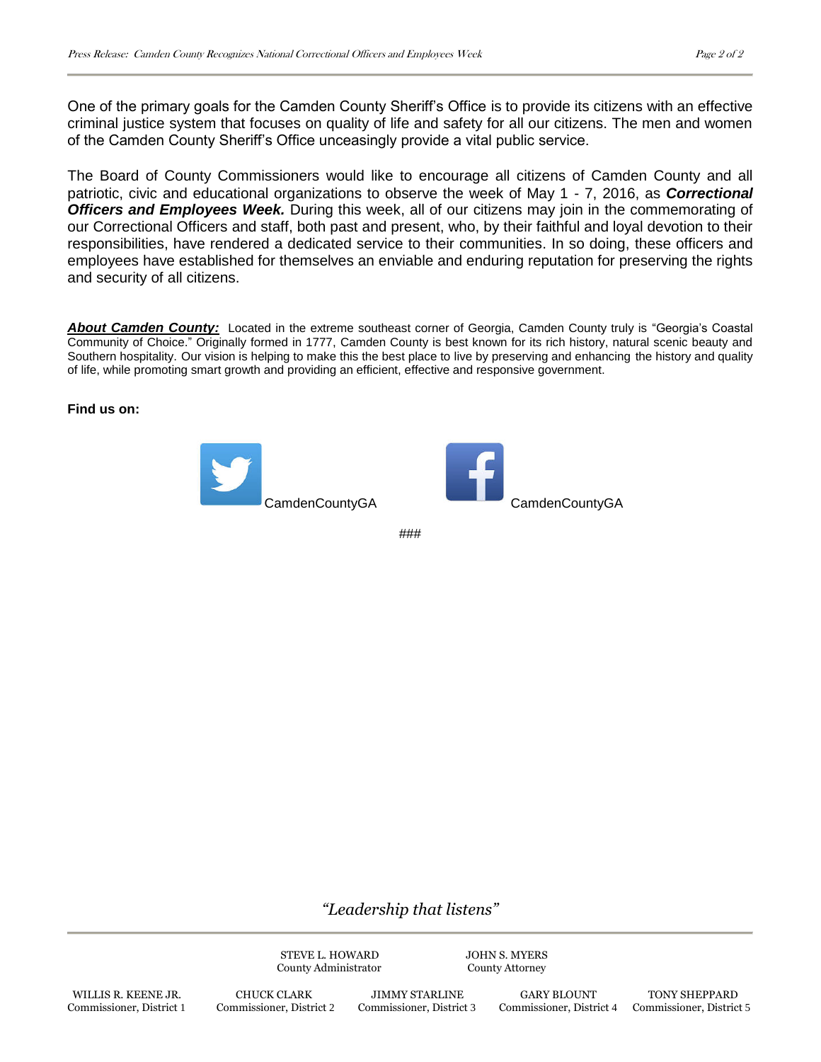One of the primary goals for the Camden County Sheriff's Office is to provide its citizens with an effective criminal justice system that focuses on quality of life and safety for all our citizens. The men and women of the Camden County Sheriff's Office unceasingly provide a vital public service.

The Board of County Commissioners would like to encourage all citizens of Camden County and all patriotic, civic and educational organizations to observe the week of May 1 - 7, 2016, as ***Correctional Officers and Employees Week.*** During this week, all of our citizens may join in the commemorating of our Correctional Officers and staff, both past and present, who, by their faithful and loyal devotion to their responsibilities, have rendered a dedicated service to their communities. In so doing, these officers and employees have established for themselves an enviable and enduring reputation for preserving the rights and security of all citizens.

***<u>About Camden County:</u>*** Located in the extreme southeast corner of Georgia, Camden County truly is "Georgia's Coastal Community of Choice." Originally formed in 1777, Camden County is best known for its rich history, natural scenic beauty and Southern hospitality. Our vision is helping to make this the best place to live by preserving and enhancing the history and quality of life, while promoting smart growth and providing an efficient, effective and responsive government.

**Find us on:**

CamdenCountyGA          CamdenCountyGA

###

*"Leadership that listens"*

STEVE L. HOWARD
County Administrator

JOHN S. MYERS
County Attorney

WILLIS R. KEENE JR.
Commissioner, District 1

CHUCK CLARK
Commissioner, District 2

JIMMY STARLINE
Commissioner, District 3

GARY BLOUNT
Commissioner, District 4

TONY SHEPPARD
Commissioner, District 5